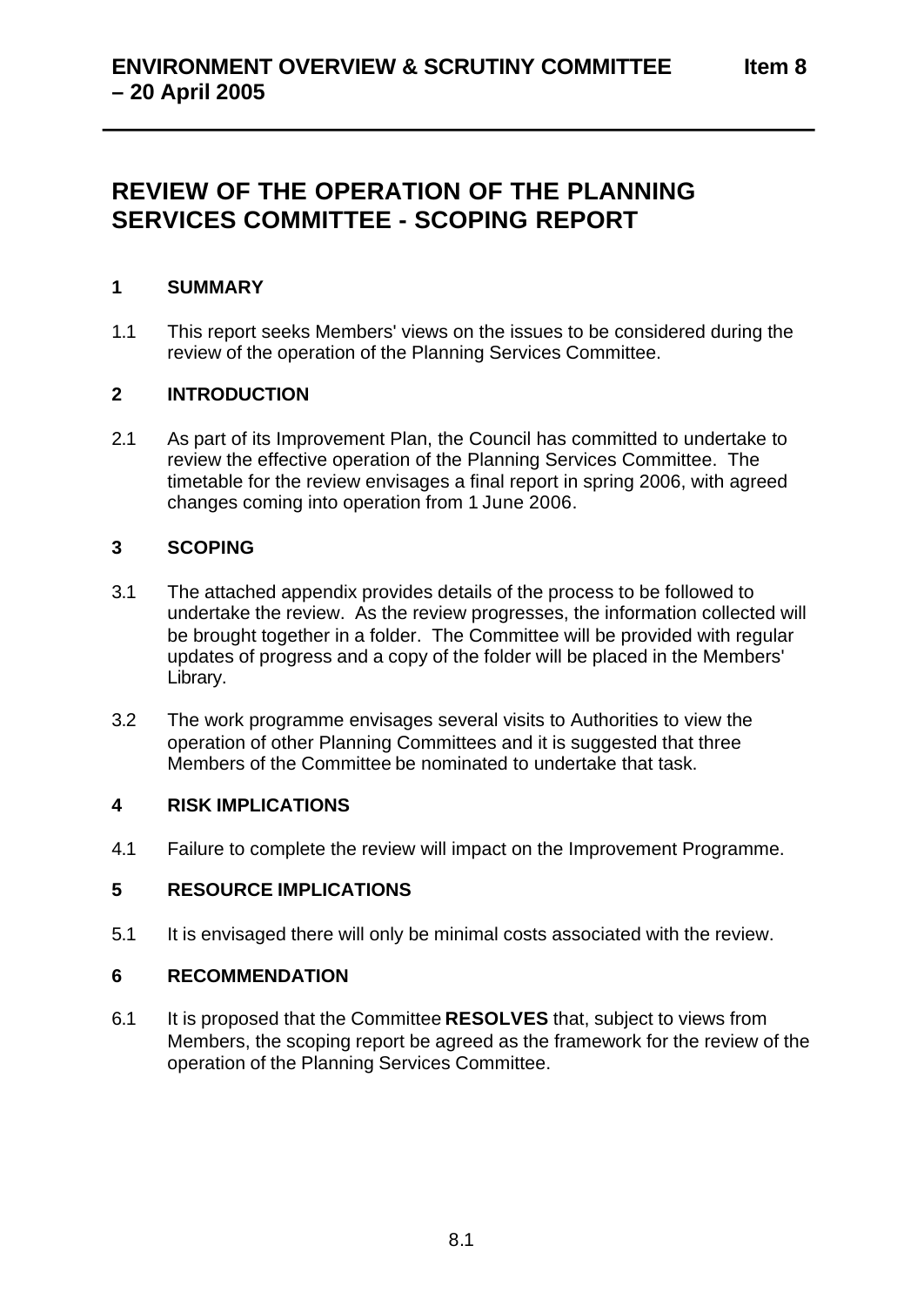**ENVIRONMENT OVERVIEW & SCRUTINY COMMITTEE – 20 April 2005** **Item 8**

# REVIEW OF THE OPERATION OF THE PLANNING SERVICES COMMITTEE - SCOPING REPORT

## 1 SUMMARY

1.1 This report seeks Members' views on the issues to be considered during the review of the operation of the Planning Services Committee.

## 2 INTRODUCTION

2.1 As part of its Improvement Plan, the Council has committed to undertake to review the effective operation of the Planning Services Committee. The timetable for the review envisages a final report in spring 2006, with agreed changes coming into operation from 1 June 2006.

## 3 SCOPING

3.1 The attached appendix provides details of the process to be followed to undertake the review. As the review progresses, the information collected will be brought together in a folder. The Committee will be provided with regular updates of progress and a copy of the folder will be placed in the Members' Library.

3.2 The work programme envisages several visits to Authorities to view the operation of other Planning Committees and it is suggested that three Members of the Committee be nominated to undertake that task.

## 4 RISK IMPLICATIONS

4.1 Failure to complete the review will impact on the Improvement Programme.

## 5 RESOURCE IMPLICATIONS

5.1 It is envisaged there will only be minimal costs associated with the review.

## 6 RECOMMENDATION

6.1 It is proposed that the Committee **RESOLVES** that, subject to views from Members, the scoping report be agreed as the framework for the review of the operation of the Planning Services Committee.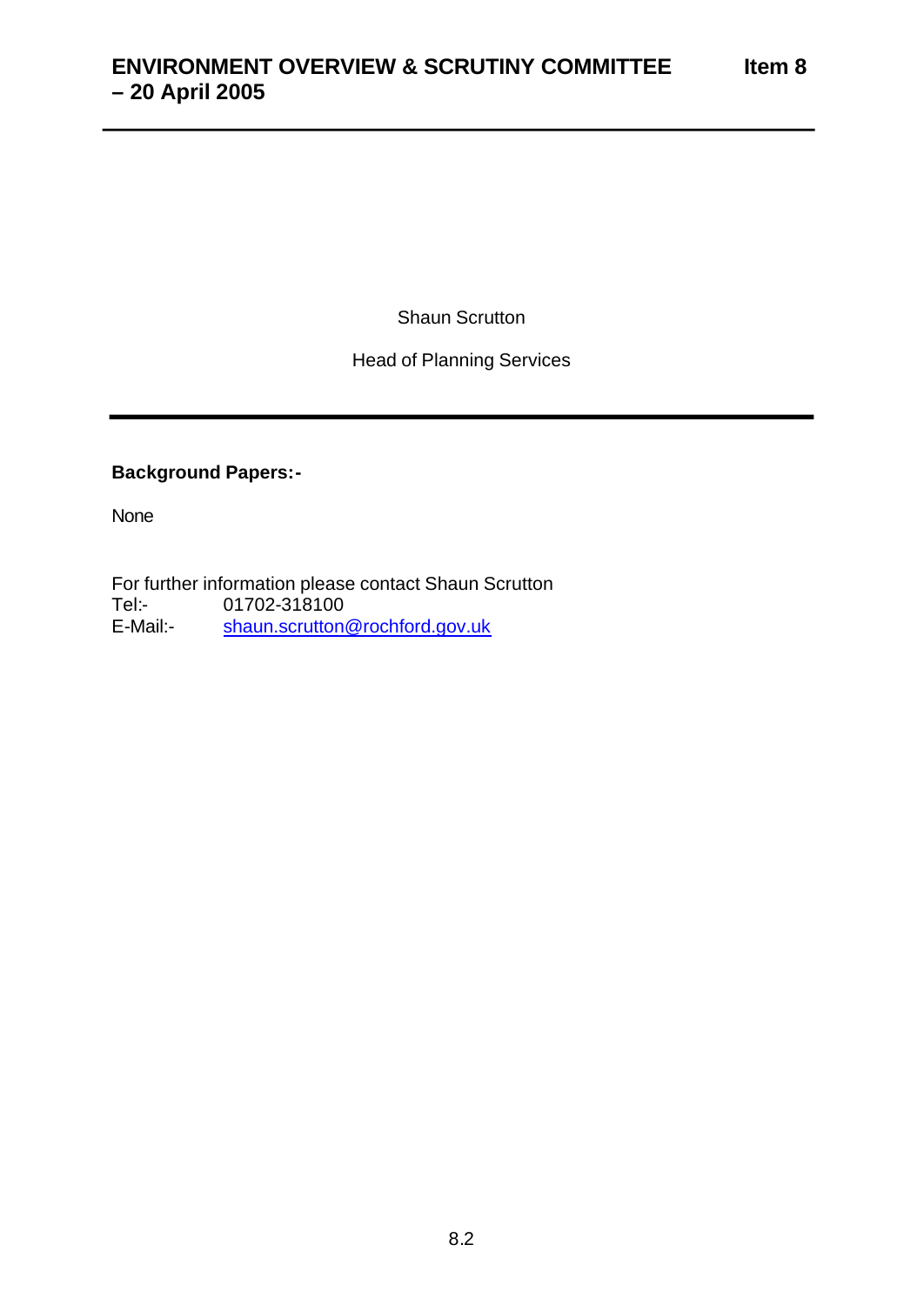Shaun Scrutton

Head of Planning Services

---

**Background Papers:-**

None

For further information please contact Shaun Scrutton
Tel:- 01702-318100
E-Mail:- shaun.scrutton@rochford.gov.uk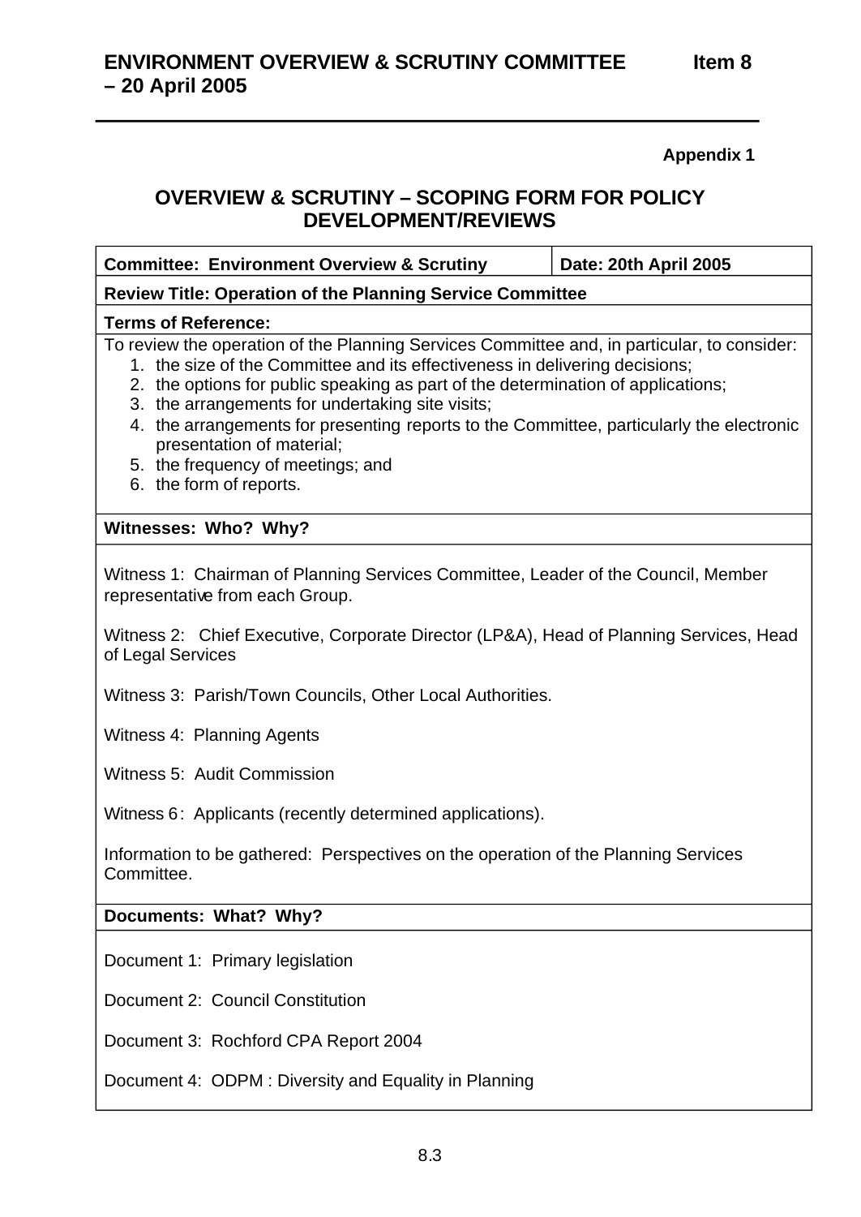Appendix 1

## OVERVIEW & SCRUTINY – SCOPING FORM FOR POLICY DEVELOPMENT/REVIEWS

| **Committee: Environment Overview & Scrutiny** | **Date: 20th April 2005** |
|---|---|
| **Review Title: Operation of the Planning Service Committee** | |

**Terms of Reference:**

To review the operation of the Planning Services Committee and, in particular, to consider:

1. the size of the Committee and its effectiveness in delivering decisions;
2. the options for public speaking as part of the determination of applications;
3. the arrangements for undertaking site visits;
4. the arrangements for presenting reports to the Committee, particularly the electronic presentation of material;
5. the frequency of meetings; and
6. the form of reports.

**Witnesses: Who? Why?**

Witness 1: Chairman of Planning Services Committee, Leader of the Council, Member representative from each Group.

Witness 2: Chief Executive, Corporate Director (LP&A), Head of Planning Services, Head of Legal Services

Witness 3: Parish/Town Councils, Other Local Authorities.

Witness 4: Planning Agents

Witness 5: Audit Commission

Witness 6: Applicants (recently determined applications).

Information to be gathered: Perspectives on the operation of the Planning Services Committee.

**Documents: What? Why?**

Document 1: Primary legislation

Document 2: Council Constitution

Document 3: Rochford CPA Report 2004

Document 4: ODPM : Diversity and Equality in Planning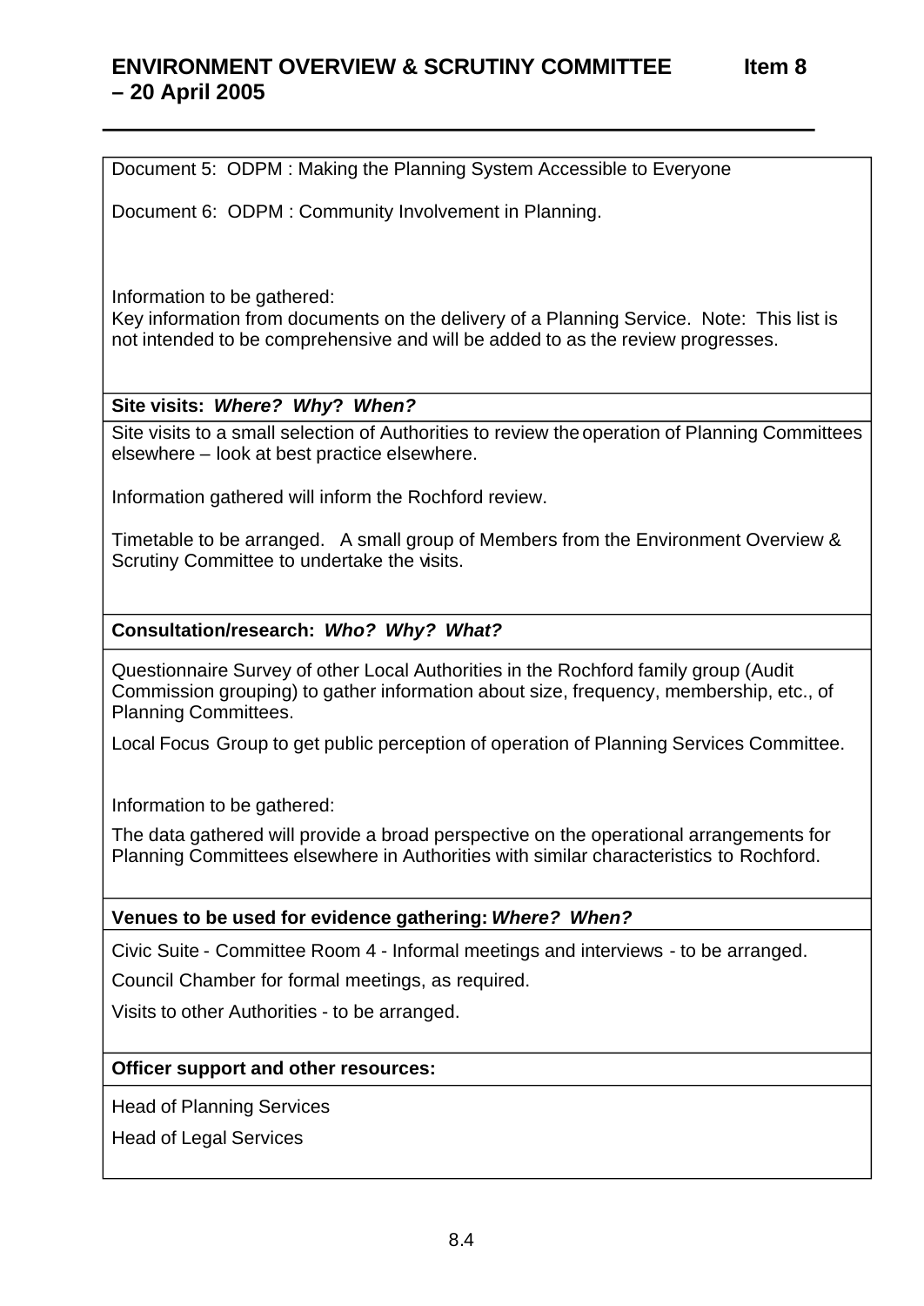Document 5: ODPM : Making the Planning System Accessible to Everyone

Document 6: ODPM : Community Involvement in Planning.

Information to be gathered:
Key information from documents on the delivery of a Planning Service. Note: This list is not intended to be comprehensive and will be added to as the review progresses.

**Site visits:** ***Where? Why? When?***

Site visits to a small selection of Authorities to review the operation of Planning Committees elsewhere – look at best practice elsewhere.

Information gathered will inform the Rochford review.

Timetable to be arranged. A small group of Members from the Environment Overview & Scrutiny Committee to undertake the visits.

**Consultation/research:** ***Who? Why? What?***

Questionnaire Survey of other Local Authorities in the Rochford family group (Audit Commission grouping) to gather information about size, frequency, membership, etc., of Planning Committees.

Local Focus Group to get public perception of operation of Planning Services Committee.

Information to be gathered:

The data gathered will provide a broad perspective on the operational arrangements for Planning Committees elsewhere in Authorities with similar characteristics to Rochford.

**Venues to be used for evidence gathering:** ***Where? When?***

Civic Suite - Committee Room 4 - Informal meetings and interviews - to be arranged.

Council Chamber for formal meetings, as required.

Visits to other Authorities - to be arranged.

**Officer support and other resources:**

Head of Planning Services

Head of Legal Services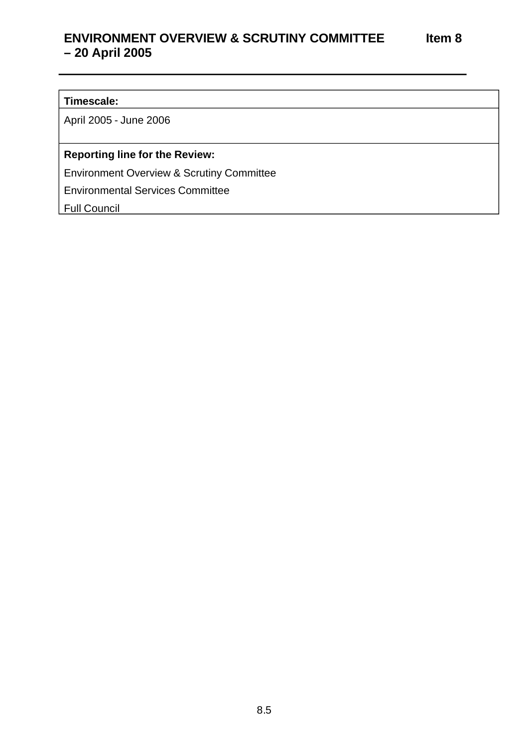| Timescale: |
|---|
| April 2005 - June 2006 |
| **Reporting line for the Review:**<br>Environment Overview & Scrutiny Committee<br>Environmental Services Committee<br>Full Council |